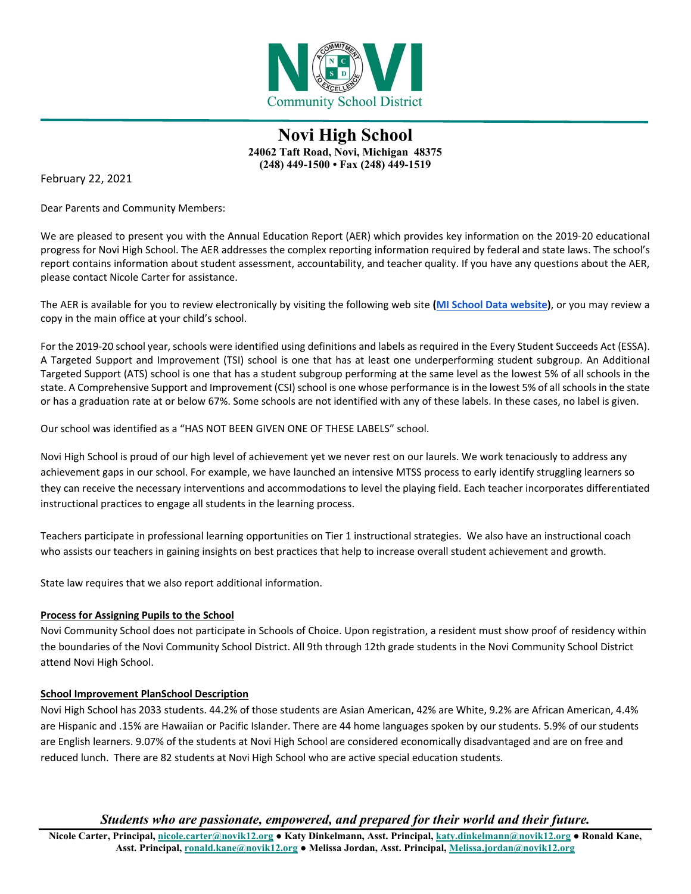# Novi High School

**24062 Taft Road, Novi, Michigan 48375**
**(248) 449-1500 • Fax (248) 449-1519**

February 22, 2021

Dear Parents and Community Members:

We are pleased to present you with the Annual Education Report (AER) which provides key information on the 2019-20 educational progress for Novi High School. The AER addresses the complex reporting information required by federal and state laws. The school's report contains information about student assessment, accountability, and teacher quality. If you have any questions about the AER, please contact Nicole Carter for assistance.

The AER is available for you to review electronically by visiting the following web site **(MI School Data website)**, or you may review a copy in the main office at your child's school.

For the 2019-20 school year, schools were identified using definitions and labels as required in the Every Student Succeeds Act (ESSA). A Targeted Support and Improvement (TSI) school is one that has at least one underperforming student subgroup. An Additional Targeted Support (ATS) school is one that has a student subgroup performing at the same level as the lowest 5% of all schools in the state. A Comprehensive Support and Improvement (CSI) school is one whose performance is in the lowest 5% of all schools in the state or has a graduation rate at or below 67%. Some schools are not identified with any of these labels. In these cases, no label is given.

Our school was identified as a "HAS NOT BEEN GIVEN ONE OF THESE LABELS" school.

Novi High School is proud of our high level of achievement yet we never rest on our laurels. We work tenaciously to address any achievement gaps in our school. For example, we have launched an intensive MTSS process to early identify struggling learners so they can receive the necessary interventions and accommodations to level the playing field. Each teacher incorporates differentiated instructional practices to engage all students in the learning process.

Teachers participate in professional learning opportunities on Tier 1 instructional strategies. We also have an instructional coach who assists our teachers in gaining insights on best practices that help to increase overall student achievement and growth.

State law requires that we also report additional information.

**Process for Assigning Pupils to the School**

Novi Community School does not participate in Schools of Choice. Upon registration, a resident must show proof of residency within the boundaries of the Novi Community School District. All 9th through 12th grade students in the Novi Community School District attend Novi High School.

**School Improvement PlanSchool Description**

Novi High School has 2033 students. 44.2% of those students are Asian American, 42% are White, 9.2% are African American, 4.4% are Hispanic and .15% are Hawaiian or Pacific Islander. There are 44 home languages spoken by our students. 5.9% of our students are English learners. 9.07% of the students at Novi High School are considered economically disadvantaged and are on free and reduced lunch. There are 82 students at Novi High School who are active special education students.

*Students who are passionate, empowered, and prepared for their world and their future.*

**Nicole Carter, Principal, nicole.carter@novik12.org ● Katy Dinkelmann, Asst. Principal, katy.dinkelmann@novik12.org ● Ronald Kane, Asst. Principal, ronald.kane@novik12.org ● Melissa Jordan, Asst. Principal, Melissa.jordan@novik12.org**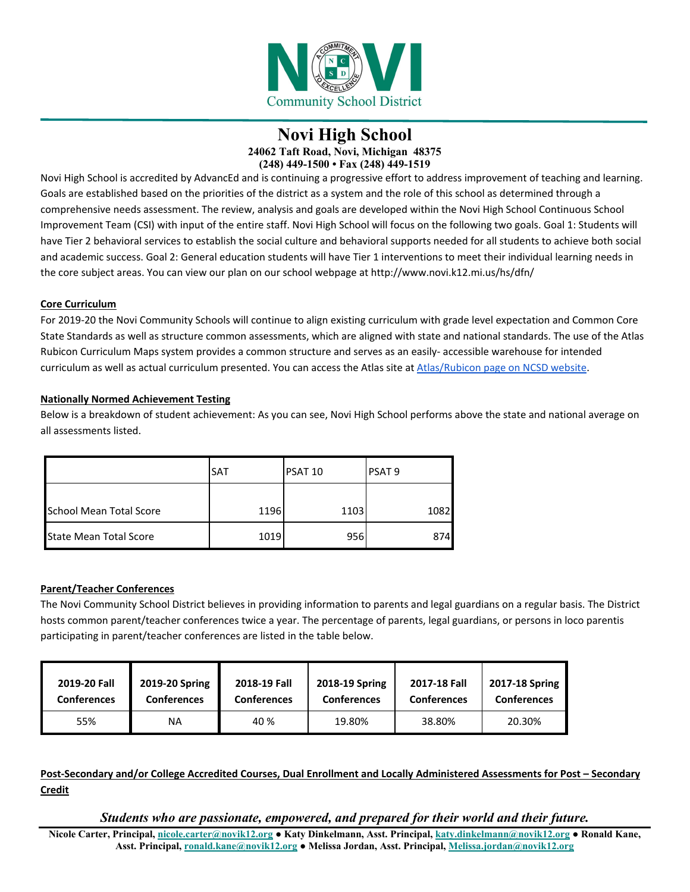# Novi High School

**24062 Taft Road, Novi, Michigan 48375**
**(248) 449-1500 • Fax (248) 449-1519**

Novi High School is accredited by AdvancEd and is continuing a progressive effort to address improvement of teaching and learning. Goals are established based on the priorities of the district as a system and the role of this school as determined through a comprehensive needs assessment. The review, analysis and goals are developed within the Novi High School Continuous School Improvement Team (CSI) with input of the entire staff. Novi High School will focus on the following two goals. Goal 1: Students will have Tier 2 behavioral services to establish the social culture and behavioral supports needed for all students to achieve both social and academic success. Goal 2: General education students will have Tier 1 interventions to meet their individual learning needs in the core subject areas. You can view our plan on our school webpage at http://www.novi.k12.mi.us/hs/dfn/

**Core Curriculum**

For 2019-20 the Novi Community Schools will continue to align existing curriculum with grade level expectation and Common Core State Standards as well as structure common assessments, which are aligned with state and national standards. The use of the Atlas Rubicon Curriculum Maps system provides a common structure and serves as an easily- accessible warehouse for intended curriculum as well as actual curriculum presented. You can access the Atlas site at Atlas/Rubicon page on NCSD website.

**Nationally Normed Achievement Testing**

Below is a breakdown of student achievement: As you can see, Novi High School performs above the state and national average on all assessments listed.

| | SAT | PSAT 10 | PSAT 9 |
|---|---|---|---|
| School Mean Total Score | 1196 | 1103 | 1082 |
| State Mean Total Score | 1019 | 956 | 874 |

**Parent/Teacher Conferences**

The Novi Community School District believes in providing information to parents and legal guardians on a regular basis. The District hosts common parent/teacher conferences twice a year. The percentage of parents, legal guardians, or persons in loco parentis participating in parent/teacher conferences are listed in the table below.

| 2019-20 Fall Conferences | 2019-20 Spring Conferences | 2018-19 Fall Conferences | 2018-19 Spring Conferences | 2017-18 Fall Conferences | 2017-18 Spring Conferences |
|---|---|---|---|---|---|
| 55% | NA | 40 % | 19.80% | 38.80% | 20.30% |

**Post-Secondary and/or College Accredited Courses, Dual Enrollment and Locally Administered Assessments for Post – Secondary Credit**

***Students who are passionate, empowered, and prepared for their world and their future.***

**Nicole Carter, Principal, nicole.carter@novik12.org ● Katy Dinkelmann, Asst. Principal, katy.dinkelmann@novik12.org ● Ronald Kane, Asst. Principal, ronald.kane@novik12.org ● Melissa Jordan, Asst. Principal, Melissa.jordan@novik12.org**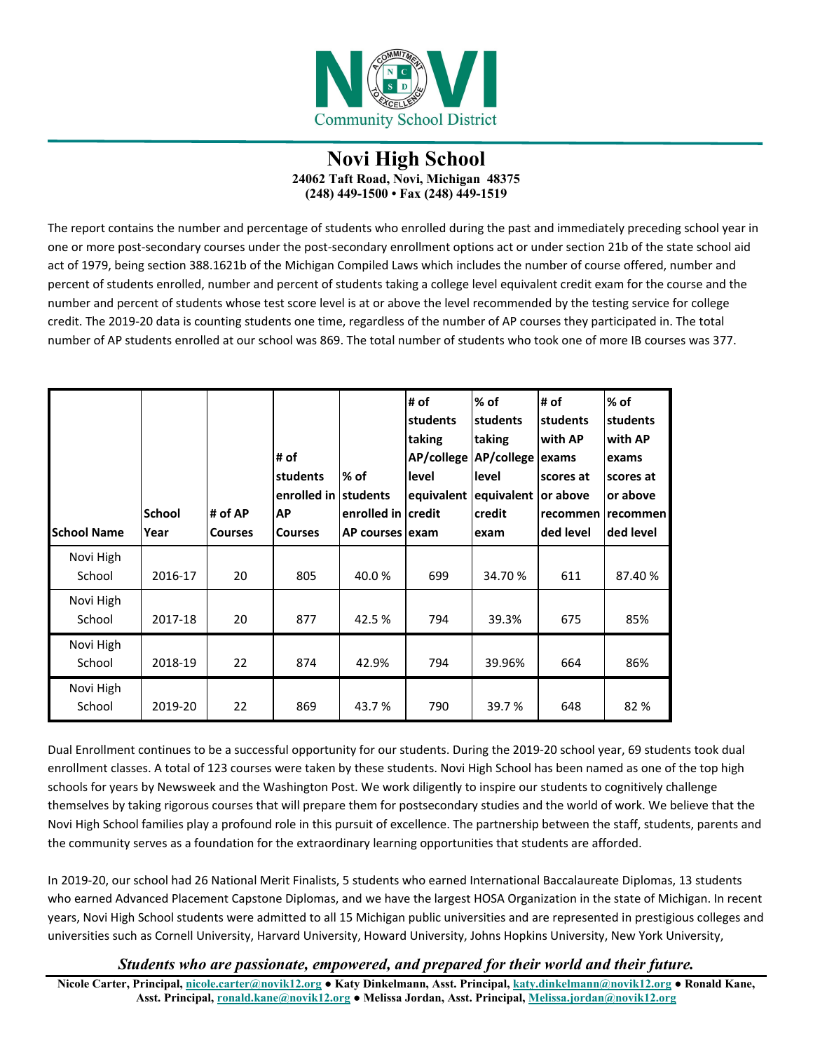Novi Community School District

# Novi High School

**24062 Taft Road, Novi, Michigan 48375**
**(248) 449-1500 • Fax (248) 449-1519**

The report contains the number and percentage of students who enrolled during the past and immediately preceding school year in one or more post-secondary courses under the post-secondary enrollment options act or under section 21b of the state school aid act of 1979, being section 388.1621b of the Michigan Compiled Laws which includes the number of course offered, number and percent of students enrolled, number and percent of students taking a college level equivalent credit exam for the course and the number and percent of students whose test score level is at or above the level recommended by the testing service for college credit. The 2019-20 data is counting students one time, regardless of the number of AP courses they participated in. The total number of AP students enrolled at our school was 869. The total number of students who took one of more IB courses was 377.

| School Name | School Year | # of AP Courses | # of students enrolled in AP Courses | % of students enrolled in AP courses | # of students taking AP/college level equivalent credit exam | % of students taking AP/college level equivalent credit exam | # of students with AP exams scores at or above recommended level | % of students with AP exams scores at or above recommended level |
|---|---|---|---|---|---|---|---|---|
| Novi High School | 2016-17 | 20 | 805 | 40.0 % | 699 | 34.70 % | 611 | 87.40 % |
| Novi High School | 2017-18 | 20 | 877 | 42.5 % | 794 | 39.3% | 675 | 85% |
| Novi High School | 2018-19 | 22 | 874 | 42.9% | 794 | 39.96% | 664 | 86% |
| Novi High School | 2019-20 | 22 | 869 | 43.7 % | 790 | 39.7 % | 648 | 82 % |

Dual Enrollment continues to be a successful opportunity for our students. During the 2019-20 school year, 69 students took dual enrollment classes. A total of 123 courses were taken by these students. Novi High School has been named as one of the top high schools for years by Newsweek and the Washington Post. We work diligently to inspire our students to cognitively challenge themselves by taking rigorous courses that will prepare them for postsecondary studies and the world of work. We believe that the Novi High School families play a profound role in this pursuit of excellence. The partnership between the staff, students, parents and the community serves as a foundation for the extraordinary learning opportunities that students are afforded.

In 2019-20, our school had 26 National Merit Finalists, 5 students who earned International Baccalaureate Diplomas, 13 students who earned Advanced Placement Capstone Diplomas, and we have the largest HOSA Organization in the state of Michigan. In recent years, Novi High School students were admitted to all 15 Michigan public universities and are represented in prestigious colleges and universities such as Cornell University, Harvard University, Howard University, Johns Hopkins University, New York University,

***Students who are passionate, empowered, and prepared for their world and their future.***

**Nicole Carter, Principal, nicole.carter@novik12.org ● Katy Dinkelmann, Asst. Principal, katy.dinkelmann@novik12.org ● Ronald Kane, Asst. Principal, ronald.kane@novik12.org ● Melissa Jordan, Asst. Principal, Melissa.jordan@novik12.org**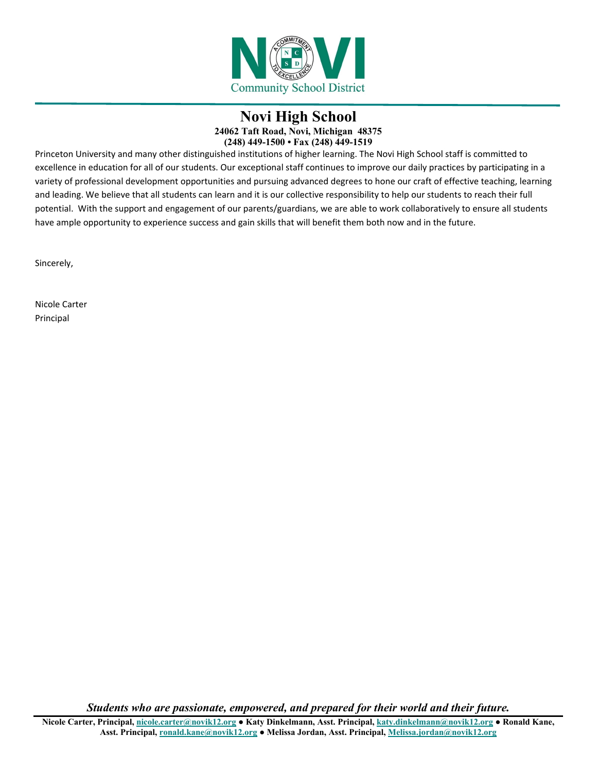# Novi High School

**24062 Taft Road, Novi, Michigan 48375**
**(248) 449-1500 • Fax (248) 449-1519**

Princeton University and many other distinguished institutions of higher learning. The Novi High School staff is committed to excellence in education for all of our students. Our exceptional staff continues to improve our daily practices by participating in a variety of professional development opportunities and pursuing advanced degrees to hone our craft of effective teaching, learning and leading. We believe that all students can learn and it is our collective responsibility to help our students to reach their full potential. With the support and engagement of our parents/guardians, we are able to work collaboratively to ensure all students have ample opportunity to experience success and gain skills that will benefit them both now and in the future.

Sincerely,

Nicole Carter
Principal

***Students who are passionate, empowered, and prepared for their world and their future.***

**Nicole Carter, Principal, nicole.carter@novik12.org ● Katy Dinkelmann, Asst. Principal, katy.dinkelmann@novik12.org ● Ronald Kane, Asst. Principal, ronald.kane@novik12.org ● Melissa Jordan, Asst. Principal, Melissa.jordan@novik12.org**